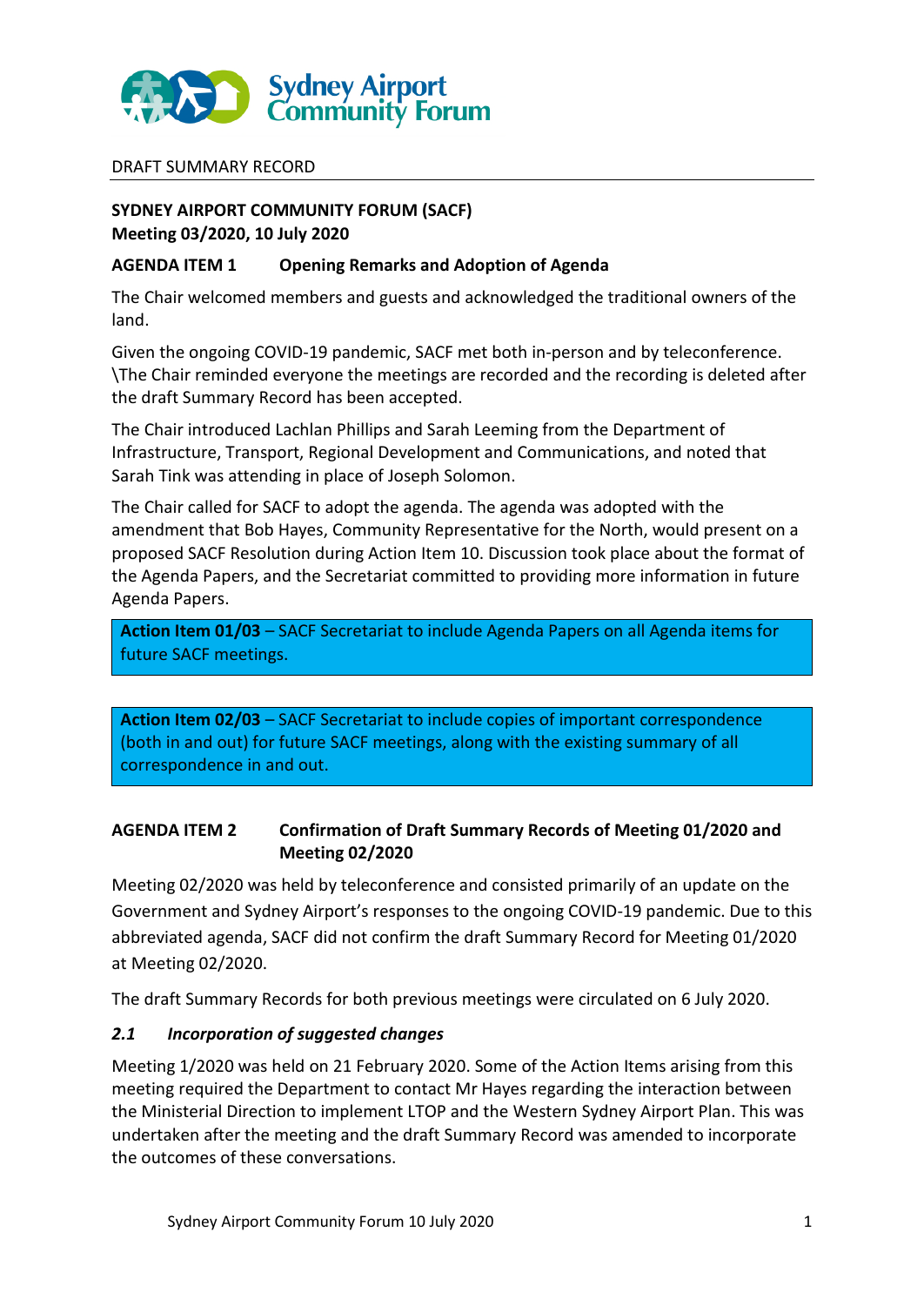DRAFT SUMMARY RECORD

**SYDNEY AIRPORT COMMUNITY FORUM (SACF)**
**Meeting 03/2020, 10 July 2020**

## AGENDA ITEM 1 Opening Remarks and Adoption of Agenda

The Chair welcomed members and guests and acknowledged the traditional owners of the land.

Given the ongoing COVID-19 pandemic, SACF met both in-person and by teleconference. \The Chair reminded everyone the meetings are recorded and the recording is deleted after the draft Summary Record has been accepted.

The Chair introduced Lachlan Phillips and Sarah Leeming from the Department of Infrastructure, Transport, Regional Development and Communications, and noted that Sarah Tink was attending in place of Joseph Solomon.

The Chair called for SACF to adopt the agenda. The agenda was adopted with the amendment that Bob Hayes, Community Representative for the North, would present on a proposed SACF Resolution during Action Item 10. Discussion took place about the format of the Agenda Papers, and the Secretariat committed to providing more information in future Agenda Papers.

**Action Item 01/03** – SACF Secretariat to include Agenda Papers on all Agenda items for future SACF meetings.

**Action Item 02/03** – SACF Secretariat to include copies of important correspondence (both in and out) for future SACF meetings, along with the existing summary of all correspondence in and out.

## AGENDA ITEM 2 Confirmation of Draft Summary Records of Meeting 01/2020 and Meeting 02/2020

Meeting 02/2020 was held by teleconference and consisted primarily of an update on the Government and Sydney Airport's responses to the ongoing COVID-19 pandemic. Due to this abbreviated agenda, SACF did not confirm the draft Summary Record for Meeting 01/2020 at Meeting 02/2020.

The draft Summary Records for both previous meetings were circulated on 6 July 2020.

### *2.1 Incorporation of suggested changes*

Meeting 1/2020 was held on 21 February 2020. Some of the Action Items arising from this meeting required the Department to contact Mr Hayes regarding the interaction between the Ministerial Direction to implement LTOP and the Western Sydney Airport Plan. This was undertaken after the meeting and the draft Summary Record was amended to incorporate the outcomes of these conversations.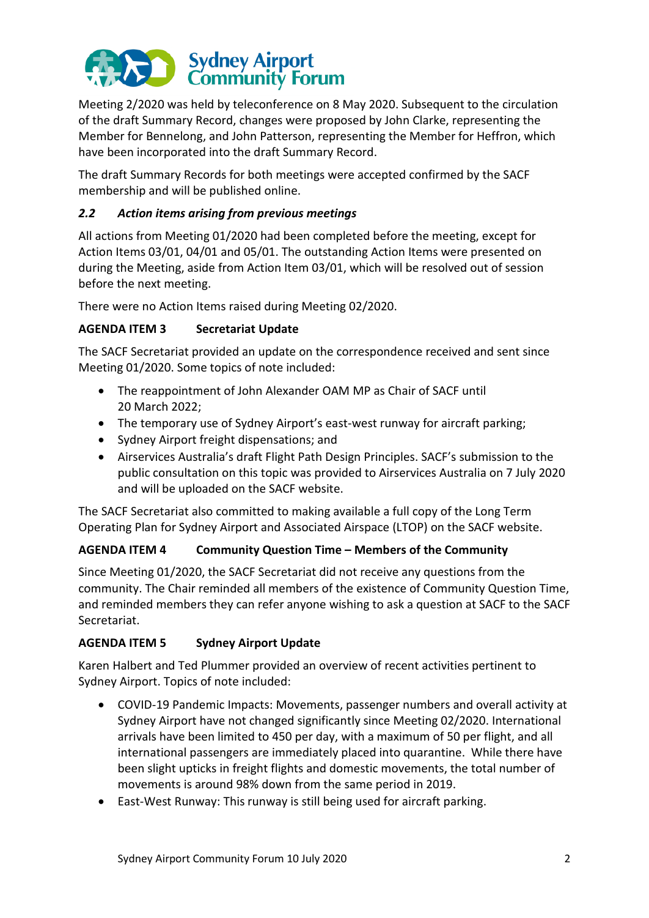Meeting 2/2020 was held by teleconference on 8 May 2020. Subsequent to the circulation of the draft Summary Record, changes were proposed by John Clarke, representing the Member for Bennelong, and John Patterson, representing the Member for Heffron, which have been incorporated into the draft Summary Record.

The draft Summary Records for both meetings were accepted confirmed by the SACF membership and will be published online.

### *2.2 Action items arising from previous meetings*

All actions from Meeting 01/2020 had been completed before the meeting, except for Action Items 03/01, 04/01 and 05/01. The outstanding Action Items were presented on during the Meeting, aside from Action Item 03/01, which will be resolved out of session before the next meeting.

There were no Action Items raised during Meeting 02/2020.

### AGENDA ITEM 3 Secretariat Update

The SACF Secretariat provided an update on the correspondence received and sent since Meeting 01/2020. Some topics of note included:

- The reappointment of John Alexander OAM MP as Chair of SACF until 20 March 2022;
- The temporary use of Sydney Airport's east-west runway for aircraft parking;
- Sydney Airport freight dispensations; and
- Airservices Australia's draft Flight Path Design Principles. SACF's submission to the public consultation on this topic was provided to Airservices Australia on 7 July 2020 and will be uploaded on the SACF website.

The SACF Secretariat also committed to making available a full copy of the Long Term Operating Plan for Sydney Airport and Associated Airspace (LTOP) on the SACF website.

### AGENDA ITEM 4 Community Question Time – Members of the Community

Since Meeting 01/2020, the SACF Secretariat did not receive any questions from the community. The Chair reminded all members of the existence of Community Question Time, and reminded members they can refer anyone wishing to ask a question at SACF to the SACF Secretariat.

### AGENDA ITEM 5 Sydney Airport Update

Karen Halbert and Ted Plummer provided an overview of recent activities pertinent to Sydney Airport. Topics of note included:

- COVID-19 Pandemic Impacts: Movements, passenger numbers and overall activity at Sydney Airport have not changed significantly since Meeting 02/2020. International arrivals have been limited to 450 per day, with a maximum of 50 per flight, and all international passengers are immediately placed into quarantine. While there have been slight upticks in freight flights and domestic movements, the total number of movements is around 98% down from the same period in 2019.
- East-West Runway: This runway is still being used for aircraft parking.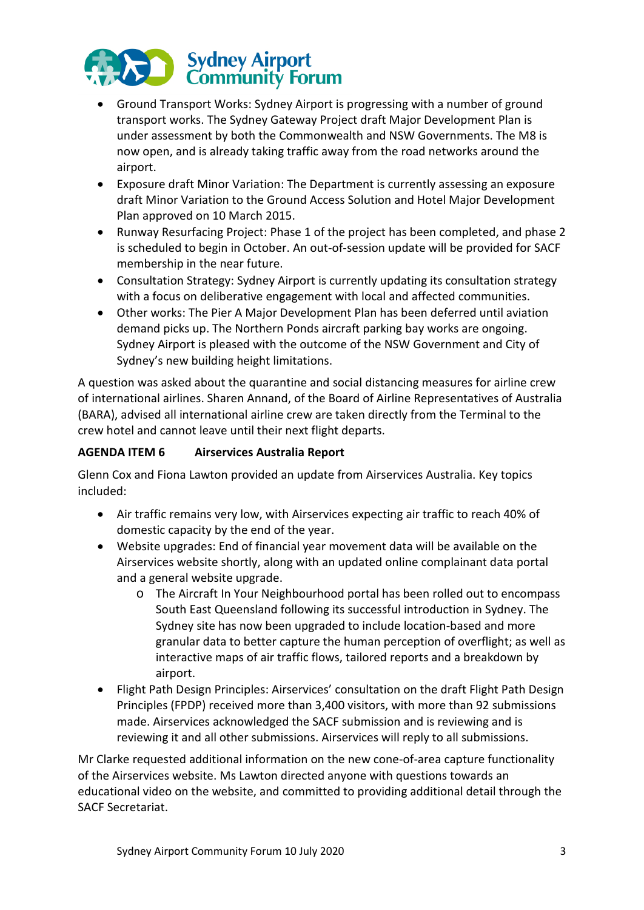- Ground Transport Works: Sydney Airport is progressing with a number of ground transport works. The Sydney Gateway Project draft Major Development Plan is under assessment by both the Commonwealth and NSW Governments. The M8 is now open, and is already taking traffic away from the road networks around the airport.
- Exposure draft Minor Variation: The Department is currently assessing an exposure draft Minor Variation to the Ground Access Solution and Hotel Major Development Plan approved on 10 March 2015.
- Runway Resurfacing Project: Phase 1 of the project has been completed, and phase 2 is scheduled to begin in October. An out-of-session update will be provided for SACF membership in the near future.
- Consultation Strategy: Sydney Airport is currently updating its consultation strategy with a focus on deliberative engagement with local and affected communities.
- Other works: The Pier A Major Development Plan has been deferred until aviation demand picks up. The Northern Ponds aircraft parking bay works are ongoing. Sydney Airport is pleased with the outcome of the NSW Government and City of Sydney's new building height limitations.

A question was asked about the quarantine and social distancing measures for airline crew of international airlines. Sharen Annand, of the Board of Airline Representatives of Australia (BARA), advised all international airline crew are taken directly from the Terminal to the crew hotel and cannot leave until their next flight departs.

**AGENDA ITEM 6 Airservices Australia Report**

Glenn Cox and Fiona Lawton provided an update from Airservices Australia. Key topics included:

- Air traffic remains very low, with Airservices expecting air traffic to reach 40% of domestic capacity by the end of the year.
- Website upgrades: End of financial year movement data will be available on the Airservices website shortly, along with an updated online complainant data portal and a general website upgrade.
  - The Aircraft In Your Neighbourhood portal has been rolled out to encompass South East Queensland following its successful introduction in Sydney. The Sydney site has now been upgraded to include location-based and more granular data to better capture the human perception of overflight; as well as interactive maps of air traffic flows, tailored reports and a breakdown by airport.
- Flight Path Design Principles: Airservices' consultation on the draft Flight Path Design Principles (FPDP) received more than 3,400 visitors, with more than 92 submissions made. Airservices acknowledged the SACF submission and is reviewing and is reviewing it and all other submissions. Airservices will reply to all submissions.

Mr Clarke requested additional information on the new cone-of-area capture functionality of the Airservices website. Ms Lawton directed anyone with questions towards an educational video on the website, and committed to providing additional detail through the SACF Secretariat.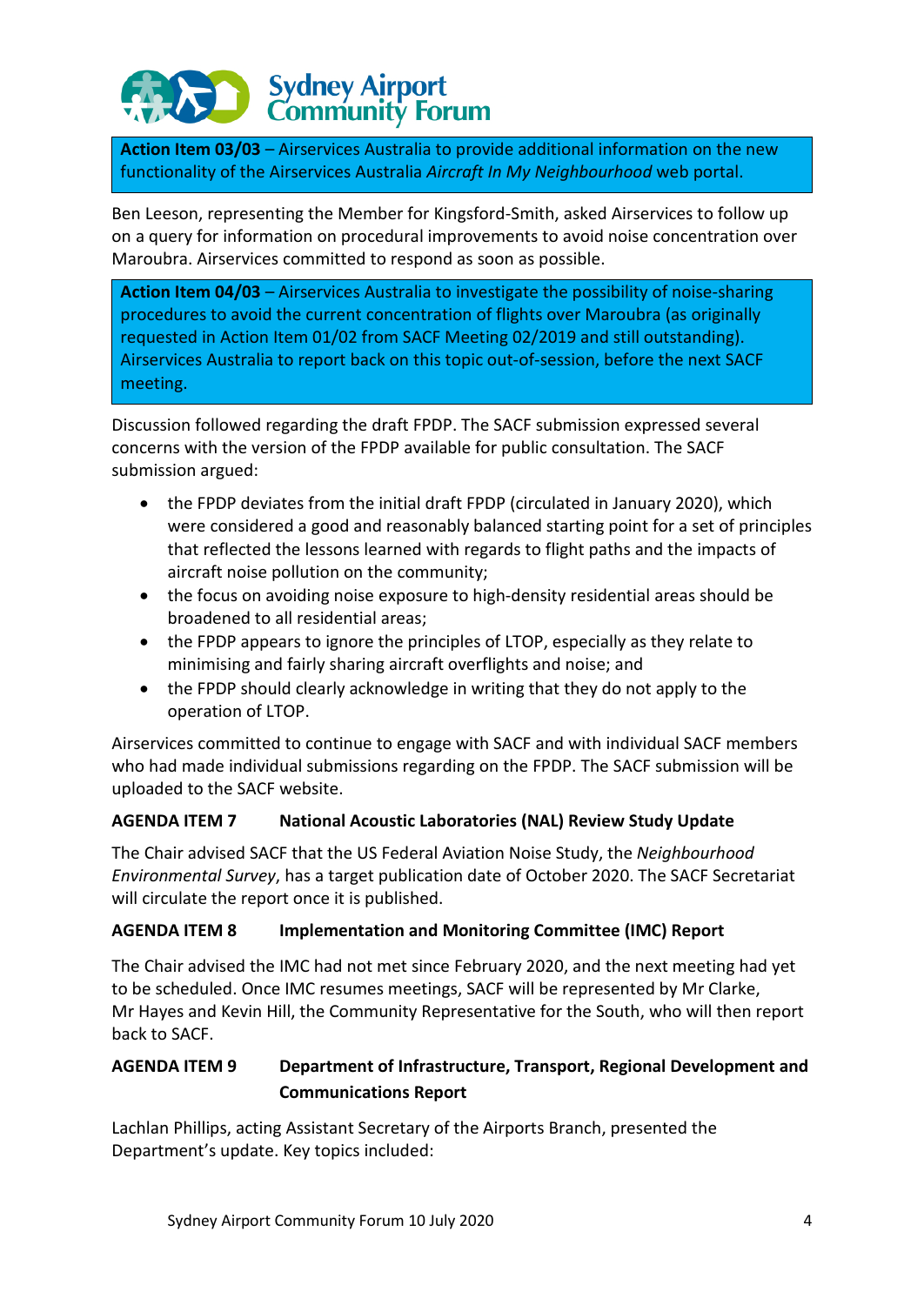**Action Item 03/03** – Airservices Australia to provide additional information on the new functionality of the Airservices Australia *Aircraft In My Neighbourhood* web portal.

Ben Leeson, representing the Member for Kingsford-Smith, asked Airservices to follow up on a query for information on procedural improvements to avoid noise concentration over Maroubra. Airservices committed to respond as soon as possible.

**Action Item 04/03** – Airservices Australia to investigate the possibility of noise-sharing procedures to avoid the current concentration of flights over Maroubra (as originally requested in Action Item 01/02 from SACF Meeting 02/2019 and still outstanding). Airservices Australia to report back on this topic out-of-session, before the next SACF meeting.

Discussion followed regarding the draft FPDP. The SACF submission expressed several concerns with the version of the FPDP available for public consultation. The SACF submission argued:

- the FPDP deviates from the initial draft FPDP (circulated in January 2020), which were considered a good and reasonably balanced starting point for a set of principles that reflected the lessons learned with regards to flight paths and the impacts of aircraft noise pollution on the community;
- the focus on avoiding noise exposure to high-density residential areas should be broadened to all residential areas;
- the FPDP appears to ignore the principles of LTOP, especially as they relate to minimising and fairly sharing aircraft overflights and noise; and
- the FPDP should clearly acknowledge in writing that they do not apply to the operation of LTOP.

Airservices committed to continue to engage with SACF and with individual SACF members who had made individual submissions regarding on the FPDP. The SACF submission will be uploaded to the SACF website.

## AGENDA ITEM 7 National Acoustic Laboratories (NAL) Review Study Update

The Chair advised SACF that the US Federal Aviation Noise Study, the *Neighbourhood Environmental Survey*, has a target publication date of October 2020. The SACF Secretariat will circulate the report once it is published.

## AGENDA ITEM 8 Implementation and Monitoring Committee (IMC) Report

The Chair advised the IMC had not met since February 2020, and the next meeting had yet to be scheduled. Once IMC resumes meetings, SACF will be represented by Mr Clarke, Mr Hayes and Kevin Hill, the Community Representative for the South, who will then report back to SACF.

## AGENDA ITEM 9 Department of Infrastructure, Transport, Regional Development and Communications Report

Lachlan Phillips, acting Assistant Secretary of the Airports Branch, presented the Department's update. Key topics included: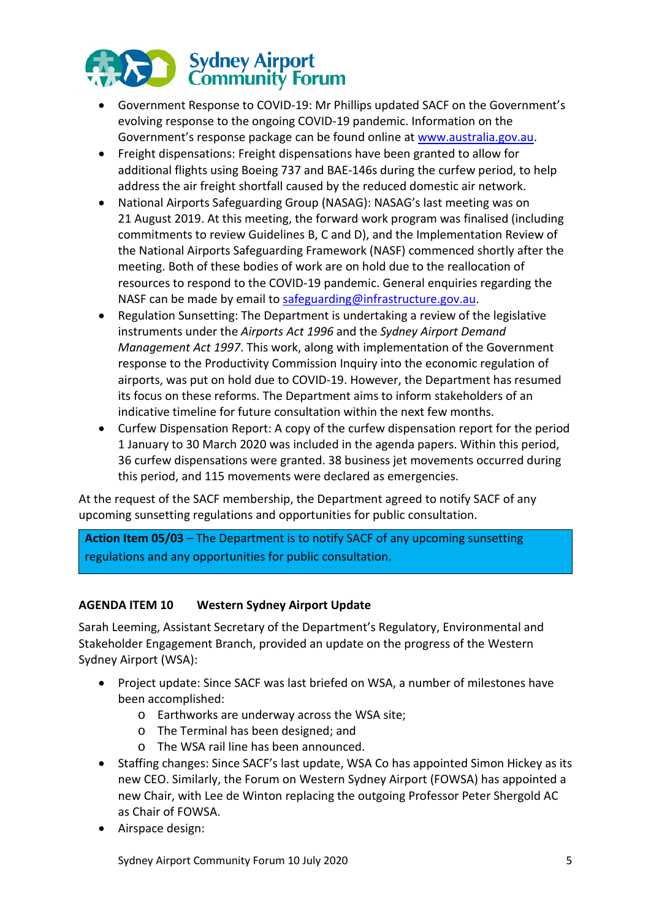- Government Response to COVID-19: Mr Phillips updated SACF on the Government's evolving response to the ongoing COVID-19 pandemic. Information on the Government's response package can be found online at [www.australia.gov.au](http://www.australia.gov.au).
- Freight dispensations: Freight dispensations have been granted to allow for additional flights using Boeing 737 and BAE-146s during the curfew period, to help address the air freight shortfall caused by the reduced domestic air network.
- National Airports Safeguarding Group (NASAG): NASAG's last meeting was on 21 August 2019. At this meeting, the forward work program was finalised (including commitments to review Guidelines B, C and D), and the Implementation Review of the National Airports Safeguarding Framework (NASF) commenced shortly after the meeting. Both of these bodies of work are on hold due to the reallocation of resources to respond to the COVID-19 pandemic. General enquiries regarding the NASF can be made by email to [safeguarding@infrastructure.gov.au](mailto:safeguarding@infrastructure.gov.au).
- Regulation Sunsetting: The Department is undertaking a review of the legislative instruments under the *Airports Act 1996* and the *Sydney Airport Demand Management Act 1997*. This work, along with implementation of the Government response to the Productivity Commission Inquiry into the economic regulation of airports, was put on hold due to COVID-19. However, the Department has resumed its focus on these reforms. The Department aims to inform stakeholders of an indicative timeline for future consultation within the next few months.
- Curfew Dispensation Report: A copy of the curfew dispensation report for the period 1 January to 30 March 2020 was included in the agenda papers. Within this period, 36 curfew dispensations were granted. 38 business jet movements occurred during this period, and 115 movements were declared as emergencies.

At the request of the SACF membership, the Department agreed to notify SACF of any upcoming sunsetting regulations and opportunities for public consultation.

**Action Item 05/03** – The Department is to notify SACF of any upcoming sunsetting regulations and any opportunities for public consultation.

**AGENDA ITEM 10 Western Sydney Airport Update**

Sarah Leeming, Assistant Secretary of the Department's Regulatory, Environmental and Stakeholder Engagement Branch, provided an update on the progress of the Western Sydney Airport (WSA):

- Project update: Since SACF was last briefed on WSA, a number of milestones have been accomplished:
  - Earthworks are underway across the WSA site;
  - The Terminal has been designed; and
  - The WSA rail line has been announced.
- Staffing changes: Since SACF's last update, WSA Co has appointed Simon Hickey as its new CEO. Similarly, the Forum on Western Sydney Airport (FOWSA) has appointed a new Chair, with Lee de Winton replacing the outgoing Professor Peter Shergold AC as Chair of FOWSA.
- Airspace design: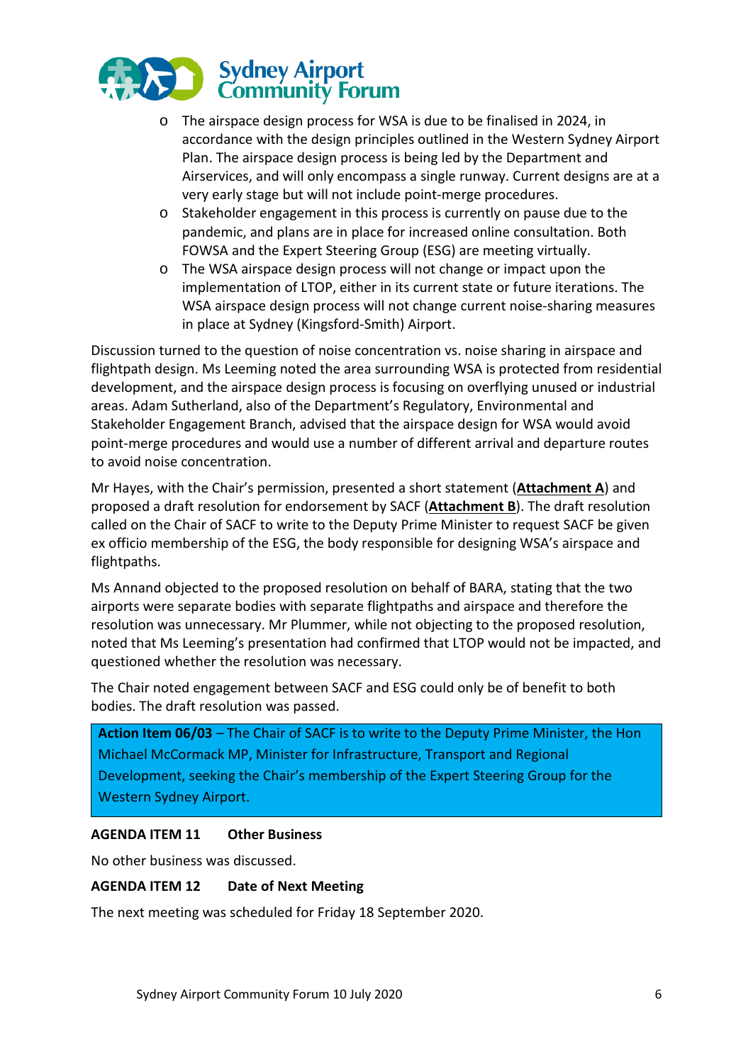- The airspace design process for WSA is due to be finalised in 2024, in accordance with the design principles outlined in the Western Sydney Airport Plan. The airspace design process is being led by the Department and Airservices, and will only encompass a single runway. Current designs are at a very early stage but will not include point-merge procedures.
- Stakeholder engagement in this process is currently on pause due to the pandemic, and plans are in place for increased online consultation. Both FOWSA and the Expert Steering Group (ESG) are meeting virtually.
- The WSA airspace design process will not change or impact upon the implementation of LTOP, either in its current state or future iterations. The WSA airspace design process will not change current noise-sharing measures in place at Sydney (Kingsford-Smith) Airport.

Discussion turned to the question of noise concentration vs. noise sharing in airspace and flightpath design. Ms Leeming noted the area surrounding WSA is protected from residential development, and the airspace design process is focusing on overflying unused or industrial areas. Adam Sutherland, also of the Department's Regulatory, Environmental and Stakeholder Engagement Branch, advised that the airspace design for WSA would avoid point-merge procedures and would use a number of different arrival and departure routes to avoid noise concentration.

Mr Hayes, with the Chair's permission, presented a short statement (**Attachment A**) and proposed a draft resolution for endorsement by SACF (**Attachment B**). The draft resolution called on the Chair of SACF to write to the Deputy Prime Minister to request SACF be given ex officio membership of the ESG, the body responsible for designing WSA's airspace and flightpaths.

Ms Annand objected to the proposed resolution on behalf of BARA, stating that the two airports were separate bodies with separate flightpaths and airspace and therefore the resolution was unnecessary. Mr Plummer, while not objecting to the proposed resolution, noted that Ms Leeming's presentation had confirmed that LTOP would not be impacted, and questioned whether the resolution was necessary.

The Chair noted engagement between SACF and ESG could only be of benefit to both bodies. The draft resolution was passed.

**Action Item 06/03** – The Chair of SACF is to write to the Deputy Prime Minister, the Hon Michael McCormack MP, Minister for Infrastructure, Transport and Regional Development, seeking the Chair's membership of the Expert Steering Group for the Western Sydney Airport.

**AGENDA ITEM 11 Other Business**

No other business was discussed.

**AGENDA ITEM 12 Date of Next Meeting**

The next meeting was scheduled for Friday 18 September 2020.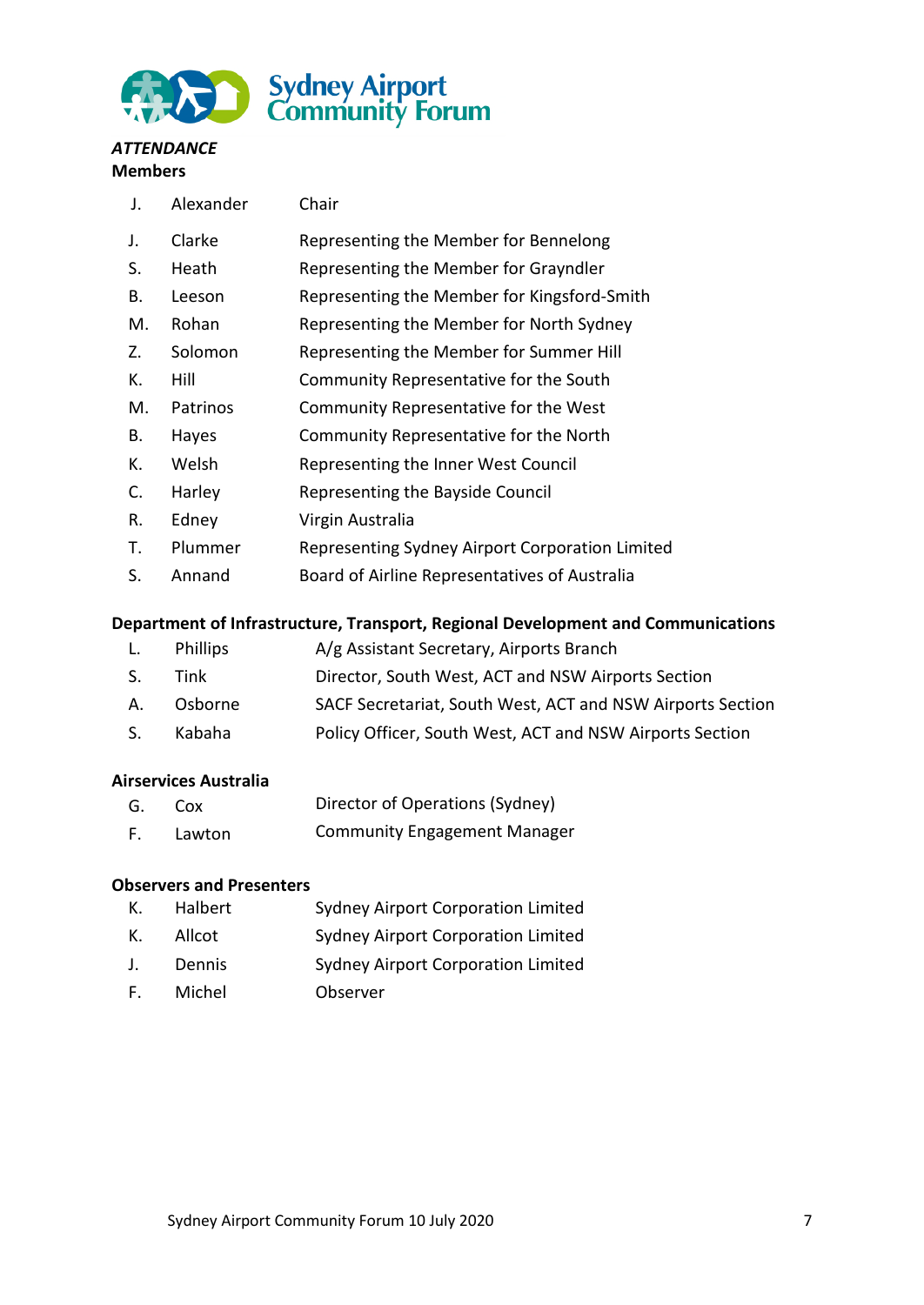Sydney Airport Community Forum

***ATTENDANCE***

**Members**

| | | |
|---|---|---|
| J. | Alexander | Chair |
| J. | Clarke | Representing the Member for Bennelong |
| S. | Heath | Representing the Member for Grayndler |
| B. | Leeson | Representing the Member for Kingsford-Smith |
| M. | Rohan | Representing the Member for North Sydney |
| Z. | Solomon | Representing the Member for Summer Hill |
| K. | Hill | Community Representative for the South |
| M. | Patrinos | Community Representative for the West |
| B. | Hayes | Community Representative for the North |
| K. | Welsh | Representing the Inner West Council |
| C. | Harley | Representing the Bayside Council |
| R. | Edney | Virgin Australia |
| T. | Plummer | Representing Sydney Airport Corporation Limited |
| S. | Annand | Board of Airline Representatives of Australia |

**Department of Infrastructure, Transport, Regional Development and Communications**

| | | |
|---|---|---|
| L. | Phillips | A/g Assistant Secretary, Airports Branch |
| S. | Tink | Director, South West, ACT and NSW Airports Section |
| A. | Osborne | SACF Secretariat, South West, ACT and NSW Airports Section |
| S. | Kabaha | Policy Officer, South West, ACT and NSW Airports Section |

**Airservices Australia**

| | | |
|---|---|---|
| G. | Cox | Director of Operations (Sydney) |
| F. | Lawton | Community Engagement Manager |

**Observers and Presenters**

| | | |
|---|---|---|
| K. | Halbert | Sydney Airport Corporation Limited |
| K. | Allcot | Sydney Airport Corporation Limited |
| J. | Dennis | Sydney Airport Corporation Limited |
| F. | Michel | Observer |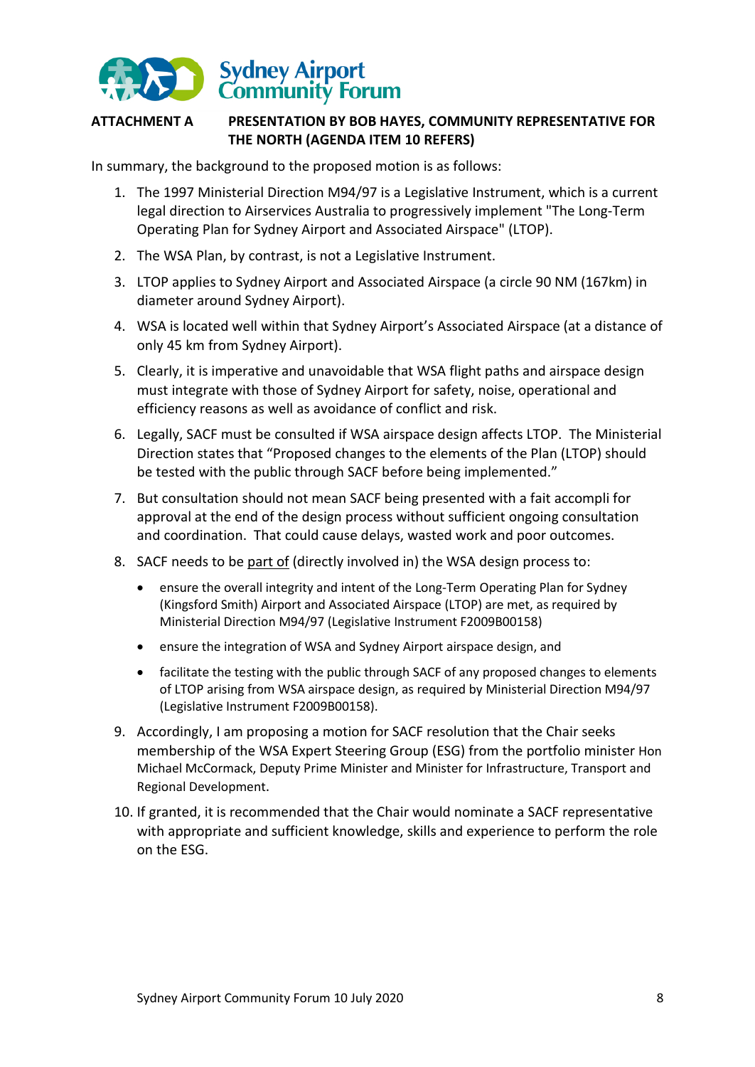**ATTACHMENT A PRESENTATION BY BOB HAYES, COMMUNITY REPRESENTATIVE FOR THE NORTH (AGENDA ITEM 10 REFERS)**

In summary, the background to the proposed motion is as follows:

1. The 1997 Ministerial Direction M94/97 is a Legislative Instrument, which is a current legal direction to Airservices Australia to progressively implement "The Long-Term Operating Plan for Sydney Airport and Associated Airspace" (LTOP).
2. The WSA Plan, by contrast, is not a Legislative Instrument.
3. LTOP applies to Sydney Airport and Associated Airspace (a circle 90 NM (167km) in diameter around Sydney Airport).
4. WSA is located well within that Sydney Airport's Associated Airspace (at a distance of only 45 km from Sydney Airport).
5. Clearly, it is imperative and unavoidable that WSA flight paths and airspace design must integrate with those of Sydney Airport for safety, noise, operational and efficiency reasons as well as avoidance of conflict and risk.
6. Legally, SACF must be consulted if WSA airspace design affects LTOP. The Ministerial Direction states that "Proposed changes to the elements of the Plan (LTOP) should be tested with the public through SACF before being implemented."
7. But consultation should not mean SACF being presented with a fait accompli for approval at the end of the design process without sufficient ongoing consultation and coordination. That could cause delays, wasted work and poor outcomes.
8. SACF needs to be <u>part of</u> (directly involved in) the WSA design process to:
   - ensure the overall integrity and intent of the Long-Term Operating Plan for Sydney (Kingsford Smith) Airport and Associated Airspace (LTOP) are met, as required by Ministerial Direction M94/97 (Legislative Instrument F2009B00158)
   - ensure the integration of WSA and Sydney Airport airspace design, and
   - facilitate the testing with the public through SACF of any proposed changes to elements of LTOP arising from WSA airspace design, as required by Ministerial Direction M94/97 (Legislative Instrument F2009B00158).
9. Accordingly, I am proposing a motion for SACF resolution that the Chair seeks membership of the WSA Expert Steering Group (ESG) from the portfolio minister Hon Michael McCormack, Deputy Prime Minister and Minister for Infrastructure, Transport and Regional Development.
10. If granted, it is recommended that the Chair would nominate a SACF representative with appropriate and sufficient knowledge, skills and experience to perform the role on the ESG.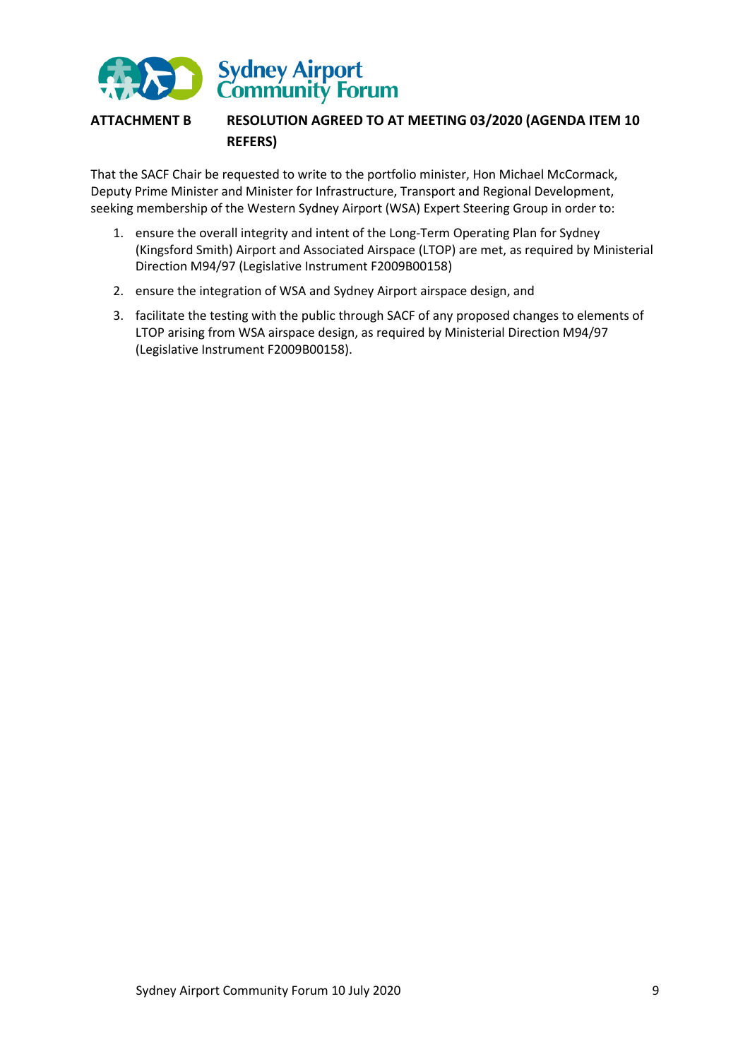**ATTACHMENT B RESOLUTION AGREED TO AT MEETING 03/2020 (AGENDA ITEM 10 REFERS)**

That the SACF Chair be requested to write to the portfolio minister, Hon Michael McCormack, Deputy Prime Minister and Minister for Infrastructure, Transport and Regional Development, seeking membership of the Western Sydney Airport (WSA) Expert Steering Group in order to:

1. ensure the overall integrity and intent of the Long-Term Operating Plan for Sydney (Kingsford Smith) Airport and Associated Airspace (LTOP) are met, as required by Ministerial Direction M94/97 (Legislative Instrument F2009B00158)
2. ensure the integration of WSA and Sydney Airport airspace design, and
3. facilitate the testing with the public through SACF of any proposed changes to elements of LTOP arising from WSA airspace design, as required by Ministerial Direction M94/97 (Legislative Instrument F2009B00158).